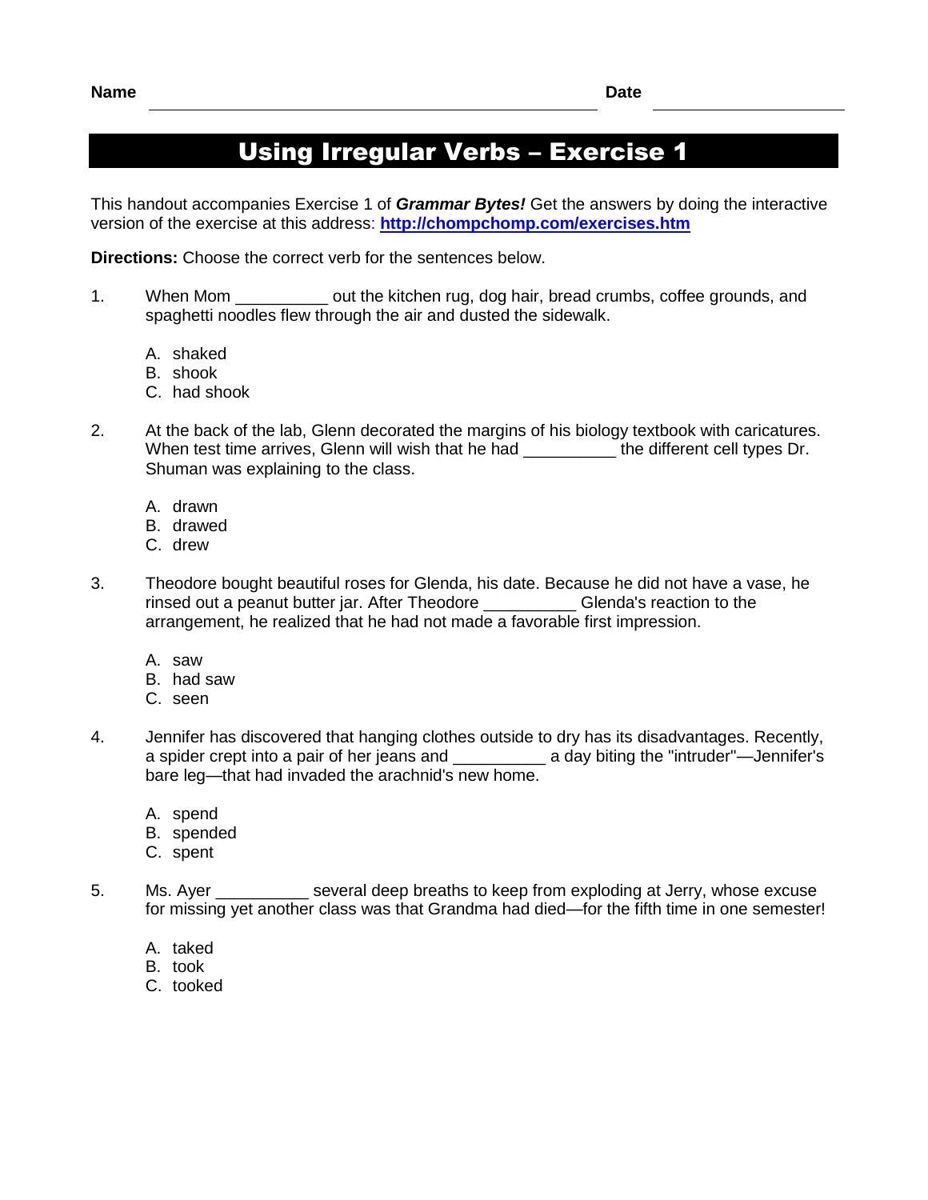**Name** ______________________________ **Date** ____________________

# Using Irregular Verbs – Exercise 1

This handout accompanies Exercise 1 of ***Grammar Bytes!*** Get the answers by doing the interactive version of the exercise at this address: **http://chompchomp.com/exercises.htm**

**Directions:** Choose the correct verb for the sentences below.

1. When Mom __________ out the kitchen rug, dog hair, bread crumbs, coffee grounds, and spaghetti noodles flew through the air and dusted the sidewalk.

   A. shaked
   B. shook
   C. had shook

2. At the back of the lab, Glenn decorated the margins of his biology textbook with caricatures. When test time arrives, Glenn will wish that he had __________ the different cell types Dr. Shuman was explaining to the class.

   A. drawn
   B. drawed
   C. drew

3. Theodore bought beautiful roses for Glenda, his date. Because he did not have a vase, he rinsed out a peanut butter jar. After Theodore __________ Glenda's reaction to the arrangement, he realized that he had not made a favorable first impression.

   A. saw
   B. had saw
   C. seen

4. Jennifer has discovered that hanging clothes outside to dry has its disadvantages. Recently, a spider crept into a pair of her jeans and __________ a day biting the "intruder"—Jennifer's bare leg—that had invaded the arachnid's new home.

   A. spend
   B. spended
   C. spent

5. Ms. Ayer __________ several deep breaths to keep from exploding at Jerry, whose excuse for missing yet another class was that Grandma had died—for the fifth time in one semester!

   A. taked
   B. took
   C. tooked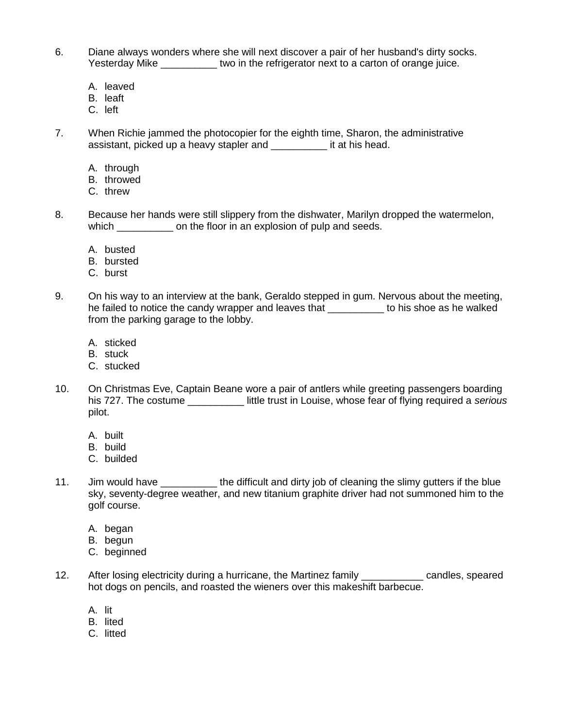6. Diane always wonders where she will next discover a pair of her husband's dirty socks. Yesterday Mike __________ two in the refrigerator next to a carton of orange juice.

   A. leaved
   B. leaft
   C. left

7. When Richie jammed the photocopier for the eighth time, Sharon, the administrative assistant, picked up a heavy stapler and __________ it at his head.

   A. through
   B. throwed
   C. threw

8. Because her hands were still slippery from the dishwater, Marilyn dropped the watermelon, which __________ on the floor in an explosion of pulp and seeds.

   A. busted
   B. bursted
   C. burst

9. On his way to an interview at the bank, Geraldo stepped in gum. Nervous about the meeting, he failed to notice the candy wrapper and leaves that __________ to his shoe as he walked from the parking garage to the lobby.

   A. sticked
   B. stuck
   C. stucked

10. On Christmas Eve, Captain Beane wore a pair of antlers while greeting passengers boarding his 727. The costume __________ little trust in Louise, whose fear of flying required a *serious* pilot.

    A. built
    B. build
    C. builded

11. Jim would have __________ the difficult and dirty job of cleaning the slimy gutters if the blue sky, seventy-degree weather, and new titanium graphite driver had not summoned him to the golf course.

    A. began
    B. begun
    C. beginned

12. After losing electricity during a hurricane, the Martinez family ___________ candles, speared hot dogs on pencils, and roasted the wieners over this makeshift barbecue.

    A. lit
    B. lited
    C. litted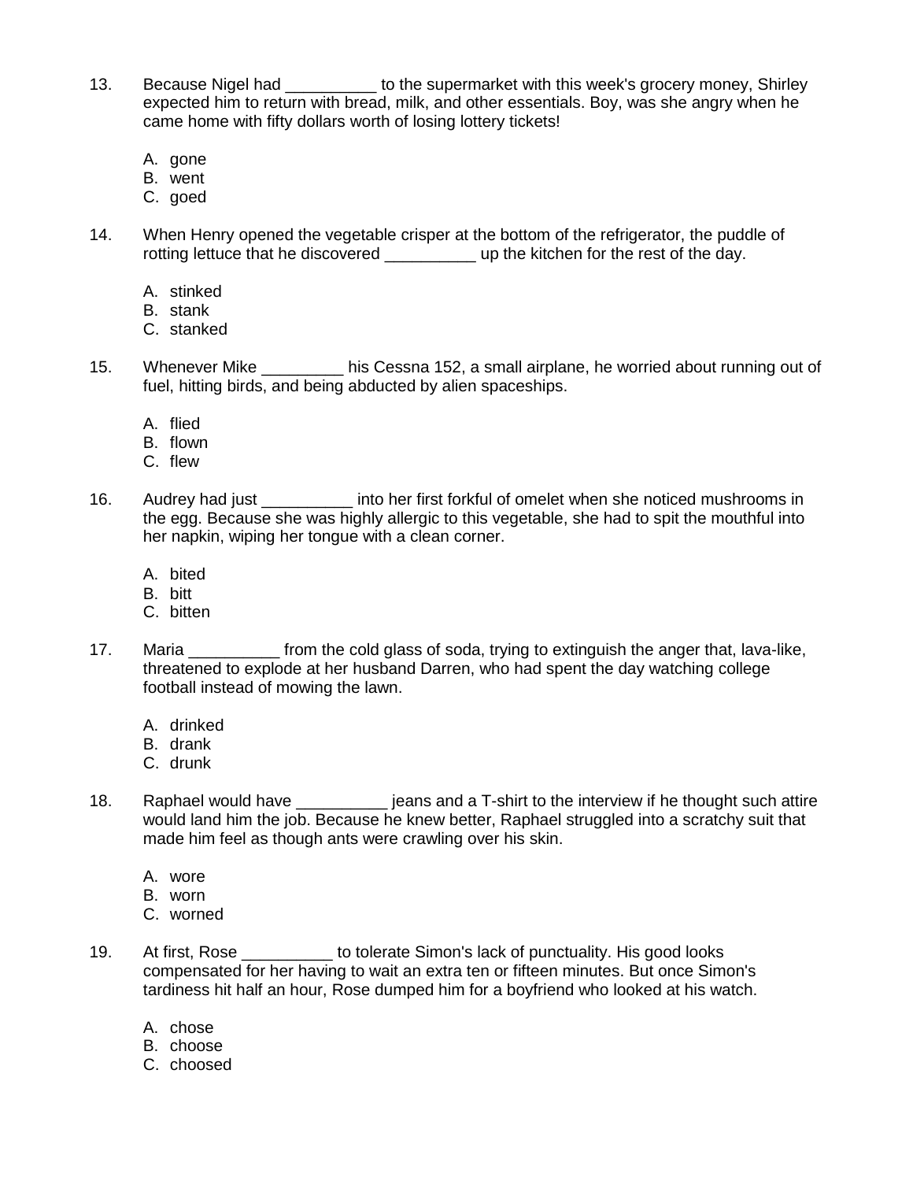13. Because Nigel had __________ to the supermarket with this week's grocery money, Shirley expected him to return with bread, milk, and other essentials. Boy, was she angry when he came home with fifty dollars worth of losing lottery tickets!

    A. gone
    B. went
    C. goed

14. When Henry opened the vegetable crisper at the bottom of the refrigerator, the puddle of rotting lettuce that he discovered __________ up the kitchen for the rest of the day.

    A. stinked
    B. stank
    C. stanked

15. Whenever Mike _________ his Cessna 152, a small airplane, he worried about running out of fuel, hitting birds, and being abducted by alien spaceships.

    A. flied
    B. flown
    C. flew

16. Audrey had just __________ into her first forkful of omelet when she noticed mushrooms in the egg. Because she was highly allergic to this vegetable, she had to spit the mouthful into her napkin, wiping her tongue with a clean corner.

    A. bited
    B. bitt
    C. bitten

17. Maria __________ from the cold glass of soda, trying to extinguish the anger that, lava-like, threatened to explode at her husband Darren, who had spent the day watching college football instead of mowing the lawn.

    A. drinked
    B. drank
    C. drunk

18. Raphael would have __________ jeans and a T-shirt to the interview if he thought such attire would land him the job. Because he knew better, Raphael struggled into a scratchy suit that made him feel as though ants were crawling over his skin.

    A. wore
    B. worn
    C. worned

19. At first, Rose __________ to tolerate Simon's lack of punctuality. His good looks compensated for her having to wait an extra ten or fifteen minutes. But once Simon's tardiness hit half an hour, Rose dumped him for a boyfriend who looked at his watch.

    A. chose
    B. choose
    C. choosed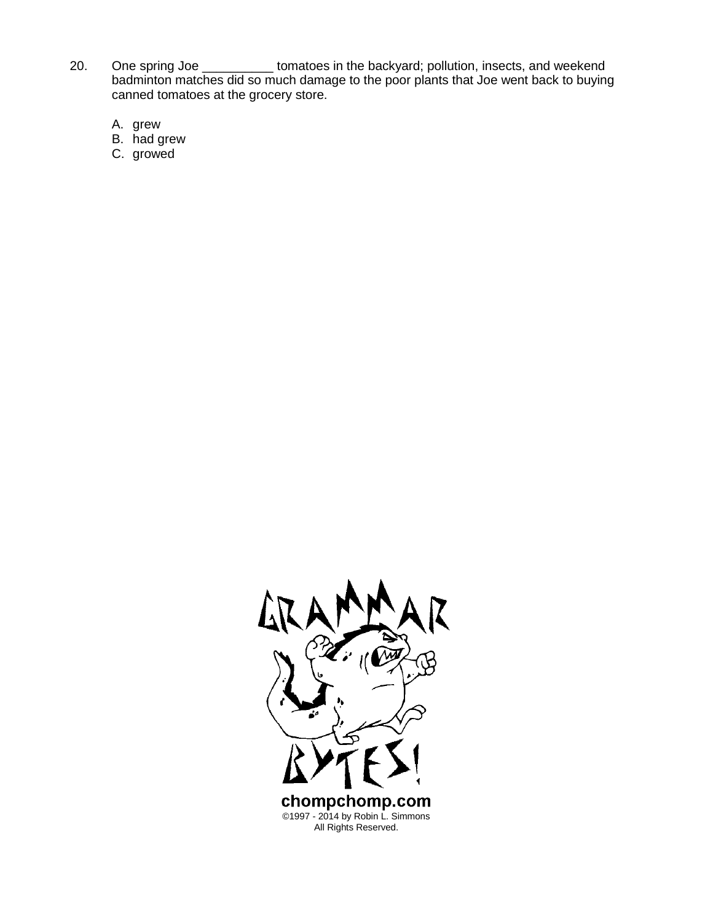20. One spring Joe __________ tomatoes in the backyard; pollution, insects, and weekend badminton matches did so much damage to the poor plants that Joe went back to buying canned tomatoes at the grocery store.

    A. grew
    B. had grew
    C. growed

chompchomp.com
©1997 - 2014 by Robin L. Simmons
All Rights Reserved.